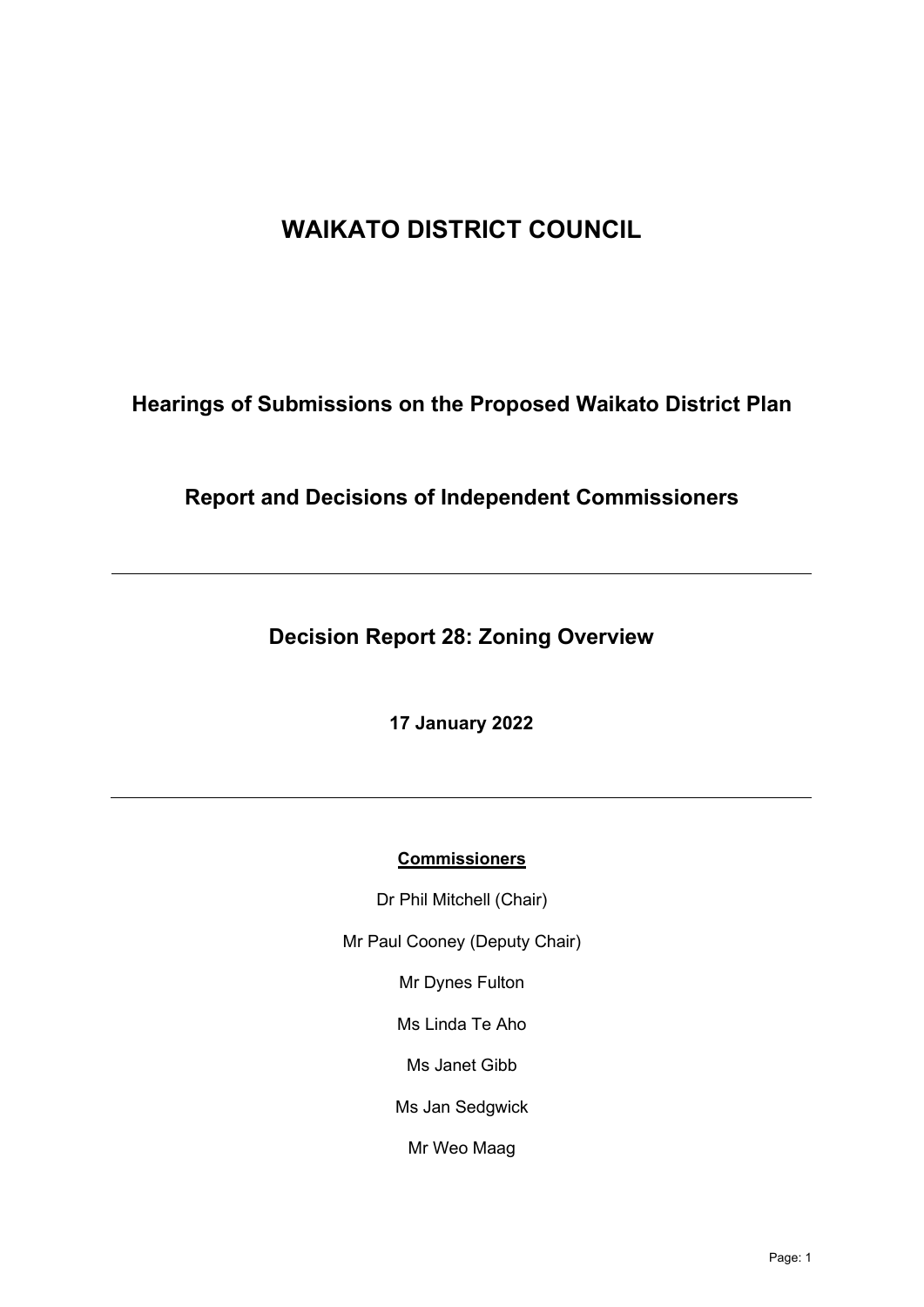# WAIKATO DISTRICT COUNCIL

## Hearings of Submissions on the Proposed Waikato District Plan

## Report and Decisions of Independent Commissioners

---

## Decision Report 28: Zoning Overview

**17 January 2022**

---

**Commissioners**

Dr Phil Mitchell (Chair)

Mr Paul Cooney (Deputy Chair)

Mr Dynes Fulton

Ms Linda Te Aho

Ms Janet Gibb

Ms Jan Sedgwick

Mr Weo Maag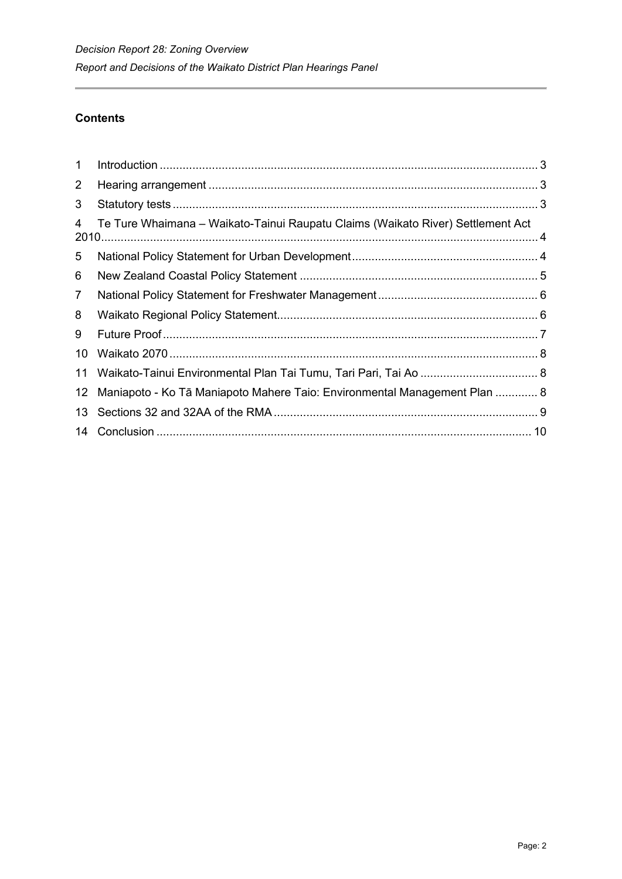## Contents

1 Introduction ..... 3
2 Hearing arrangement ..... 3
3 Statutory tests ..... 3
4 Te Ture Whaimana – Waikato-Tainui Raupatu Claims (Waikato River) Settlement Act 2010 ..... 4
5 National Policy Statement for Urban Development ..... 4
6 New Zealand Coastal Policy Statement ..... 5
7 National Policy Statement for Freshwater Management ..... 6
8 Waikato Regional Policy Statement ..... 6
9 Future Proof ..... 7
10 Waikato 2070 ..... 8
11 Waikato-Tainui Environmental Plan Tai Tumu, Tari Pari, Tai Ao ..... 8
12 Maniapoto - Ko Tā Maniapoto Mahere Taio: Environmental Management Plan ..... 8
13 Sections 32 and 32AA of the RMA ..... 9
14 Conclusion ..... 10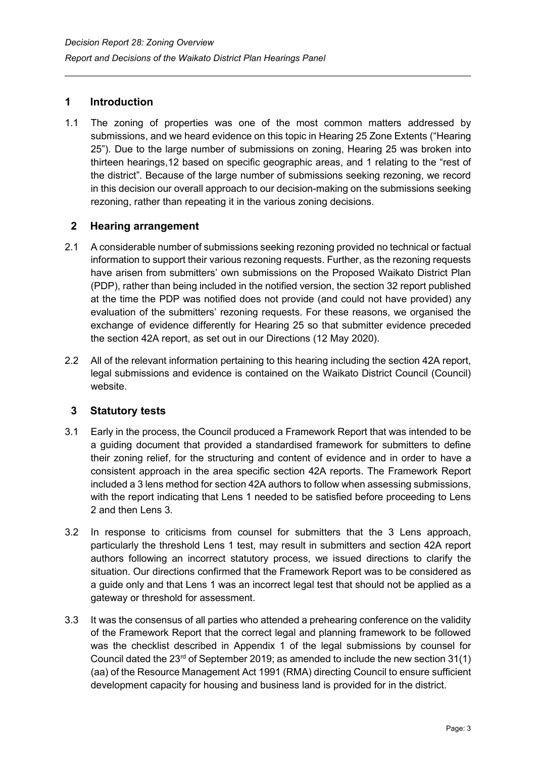## 1 Introduction

1.1 The zoning of properties was one of the most common matters addressed by submissions, and we heard evidence on this topic in Hearing 25 Zone Extents ("Hearing 25"). Due to the large number of submissions on zoning, Hearing 25 was broken into thirteen hearings,12 based on specific geographic areas, and 1 relating to the "rest of the district". Because of the large number of submissions seeking rezoning, we record in this decision our overall approach to our decision-making on the submissions seeking rezoning, rather than repeating it in the various zoning decisions.

## 2 Hearing arrangement

2.1 A considerable number of submissions seeking rezoning provided no technical or factual information to support their various rezoning requests. Further, as the rezoning requests have arisen from submitters' own submissions on the Proposed Waikato District Plan (PDP), rather than being included in the notified version, the section 32 report published at the time the PDP was notified does not provide (and could not have provided) any evaluation of the submitters' rezoning requests. For these reasons, we organised the exchange of evidence differently for Hearing 25 so that submitter evidence preceded the section 42A report, as set out in our Directions (12 May 2020).

2.2 All of the relevant information pertaining to this hearing including the section 42A report, legal submissions and evidence is contained on the Waikato District Council (Council) website.

## 3 Statutory tests

3.1 Early in the process, the Council produced a Framework Report that was intended to be a guiding document that provided a standardised framework for submitters to define their zoning relief, for the structuring and content of evidence and in order to have a consistent approach in the area specific section 42A reports. The Framework Report included a 3 lens method for section 42A authors to follow when assessing submissions, with the report indicating that Lens 1 needed to be satisfied before proceeding to Lens 2 and then Lens 3.

3.2 In response to criticisms from counsel for submitters that the 3 Lens approach, particularly the threshold Lens 1 test, may result in submitters and section 42A report authors following an incorrect statutory process, we issued directions to clarify the situation. Our directions confirmed that the Framework Report was to be considered as a guide only and that Lens 1 was an incorrect legal test that should not be applied as a gateway or threshold for assessment.

3.3 It was the consensus of all parties who attended a prehearing conference on the validity of the Framework Report that the correct legal and planning framework to be followed was the checklist described in Appendix 1 of the legal submissions by counsel for Council dated the 23rd of September 2019; as amended to include the new section 31(1)(aa) of the Resource Management Act 1991 (RMA) directing Council to ensure sufficient development capacity for housing and business land is provided for in the district.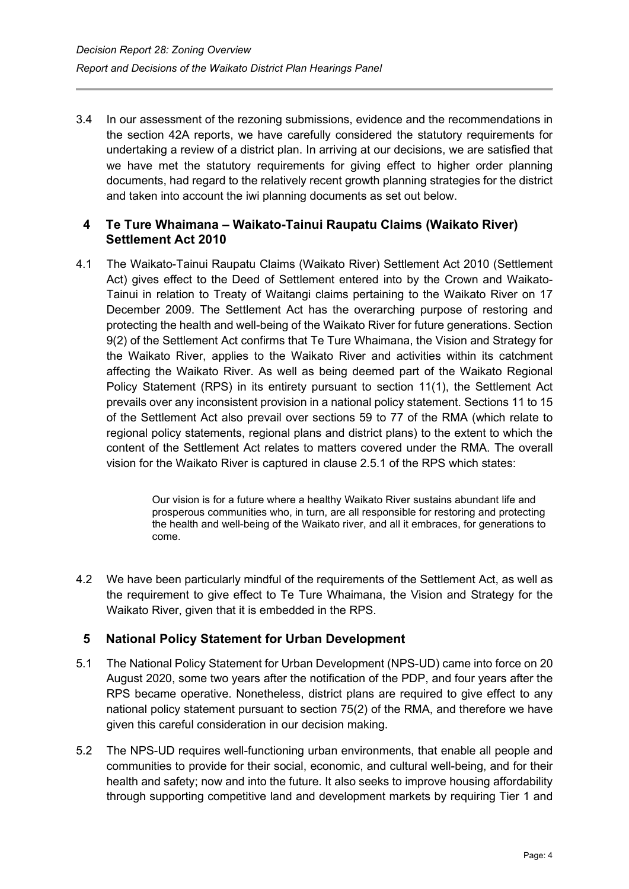3.4 In our assessment of the rezoning submissions, evidence and the recommendations in the section 42A reports, we have carefully considered the statutory requirements for undertaking a review of a district plan. In arriving at our decisions, we are satisfied that we have met the statutory requirements for giving effect to higher order planning documents, had regard to the relatively recent growth planning strategies for the district and taken into account the iwi planning documents as set out below.

## 4 Te Ture Whaimana – Waikato-Tainui Raupatu Claims (Waikato River) Settlement Act 2010

4.1 The Waikato-Tainui Raupatu Claims (Waikato River) Settlement Act 2010 (Settlement Act) gives effect to the Deed of Settlement entered into by the Crown and Waikato-Tainui in relation to Treaty of Waitangi claims pertaining to the Waikato River on 17 December 2009. The Settlement Act has the overarching purpose of restoring and protecting the health and well-being of the Waikato River for future generations. Section 9(2) of the Settlement Act confirms that Te Ture Whaimana, the Vision and Strategy for the Waikato River, applies to the Waikato River and activities within its catchment affecting the Waikato River. As well as being deemed part of the Waikato Regional Policy Statement (RPS) in its entirety pursuant to section 11(1), the Settlement Act prevails over any inconsistent provision in a national policy statement. Sections 11 to 15 of the Settlement Act also prevail over sections 59 to 77 of the RMA (which relate to regional policy statements, regional plans and district plans) to the extent to which the content of the Settlement Act relates to matters covered under the RMA. The overall vision for the Waikato River is captured in clause 2.5.1 of the RPS which states:

> Our vision is for a future where a healthy Waikato River sustains abundant life and prosperous communities who, in turn, are all responsible for restoring and protecting the health and well-being of the Waikato river, and all it embraces, for generations to come.

4.2 We have been particularly mindful of the requirements of the Settlement Act, as well as the requirement to give effect to Te Ture Whaimana, the Vision and Strategy for the Waikato River, given that it is embedded in the RPS.

## 5 National Policy Statement for Urban Development

5.1 The National Policy Statement for Urban Development (NPS-UD) came into force on 20 August 2020, some two years after the notification of the PDP, and four years after the RPS became operative. Nonetheless, district plans are required to give effect to any national policy statement pursuant to section 75(2) of the RMA, and therefore we have given this careful consideration in our decision making.

5.2 The NPS-UD requires well-functioning urban environments, that enable all people and communities to provide for their social, economic, and cultural well-being, and for their health and safety; now and into the future. It also seeks to improve housing affordability through supporting competitive land and development markets by requiring Tier 1 and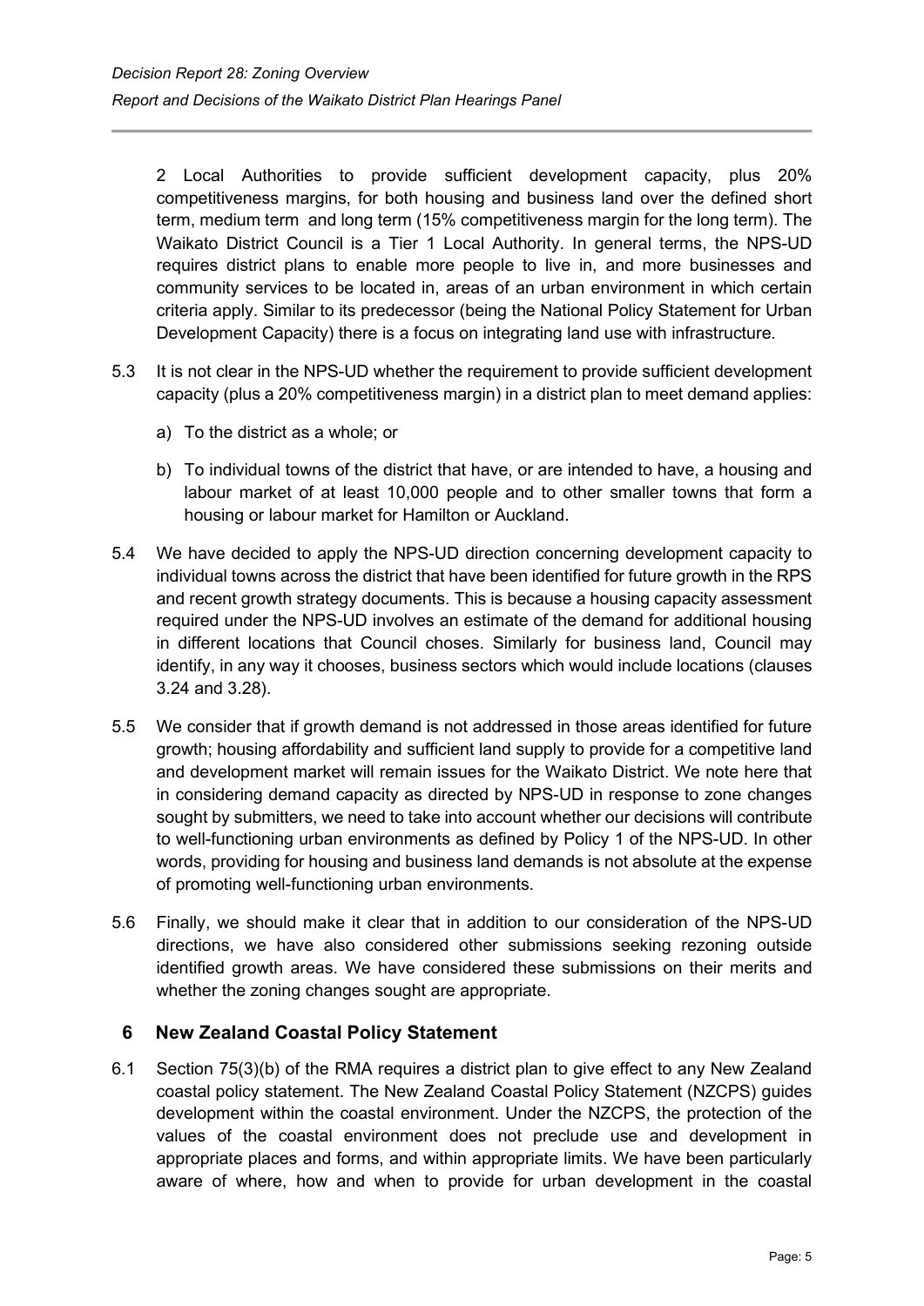2 Local Authorities to provide sufficient development capacity, plus 20% competitiveness margins, for both housing and business land over the defined short term, medium term and long term (15% competitiveness margin for the long term). The Waikato District Council is a Tier 1 Local Authority. In general terms, the NPS-UD requires district plans to enable more people to live in, and more businesses and community services to be located in, areas of an urban environment in which certain criteria apply. Similar to its predecessor (being the National Policy Statement for Urban Development Capacity) there is a focus on integrating land use with infrastructure.

5.3 It is not clear in the NPS-UD whether the requirement to provide sufficient development capacity (plus a 20% competitiveness margin) in a district plan to meet demand applies:

a) To the district as a whole; or

b) To individual towns of the district that have, or are intended to have, a housing and labour market of at least 10,000 people and to other smaller towns that form a housing or labour market for Hamilton or Auckland.

5.4 We have decided to apply the NPS-UD direction concerning development capacity to individual towns across the district that have been identified for future growth in the RPS and recent growth strategy documents. This is because a housing capacity assessment required under the NPS-UD involves an estimate of the demand for additional housing in different locations that Council choses. Similarly for business land, Council may identify, in any way it chooses, business sectors which would include locations (clauses 3.24 and 3.28).

5.5 We consider that if growth demand is not addressed in those areas identified for future growth; housing affordability and sufficient land supply to provide for a competitive land and development market will remain issues for the Waikato District. We note here that in considering demand capacity as directed by NPS-UD in response to zone changes sought by submitters, we need to take into account whether our decisions will contribute to well-functioning urban environments as defined by Policy 1 of the NPS-UD. In other words, providing for housing and business land demands is not absolute at the expense of promoting well-functioning urban environments.

5.6 Finally, we should make it clear that in addition to our consideration of the NPS-UD directions, we have also considered other submissions seeking rezoning outside identified growth areas. We have considered these submissions on their merits and whether the zoning changes sought are appropriate.

## 6 New Zealand Coastal Policy Statement

6.1 Section 75(3)(b) of the RMA requires a district plan to give effect to any New Zealand coastal policy statement. The New Zealand Coastal Policy Statement (NZCPS) guides development within the coastal environment. Under the NZCPS, the protection of the values of the coastal environment does not preclude use and development in appropriate places and forms, and within appropriate limits. We have been particularly aware of where, how and when to provide for urban development in the coastal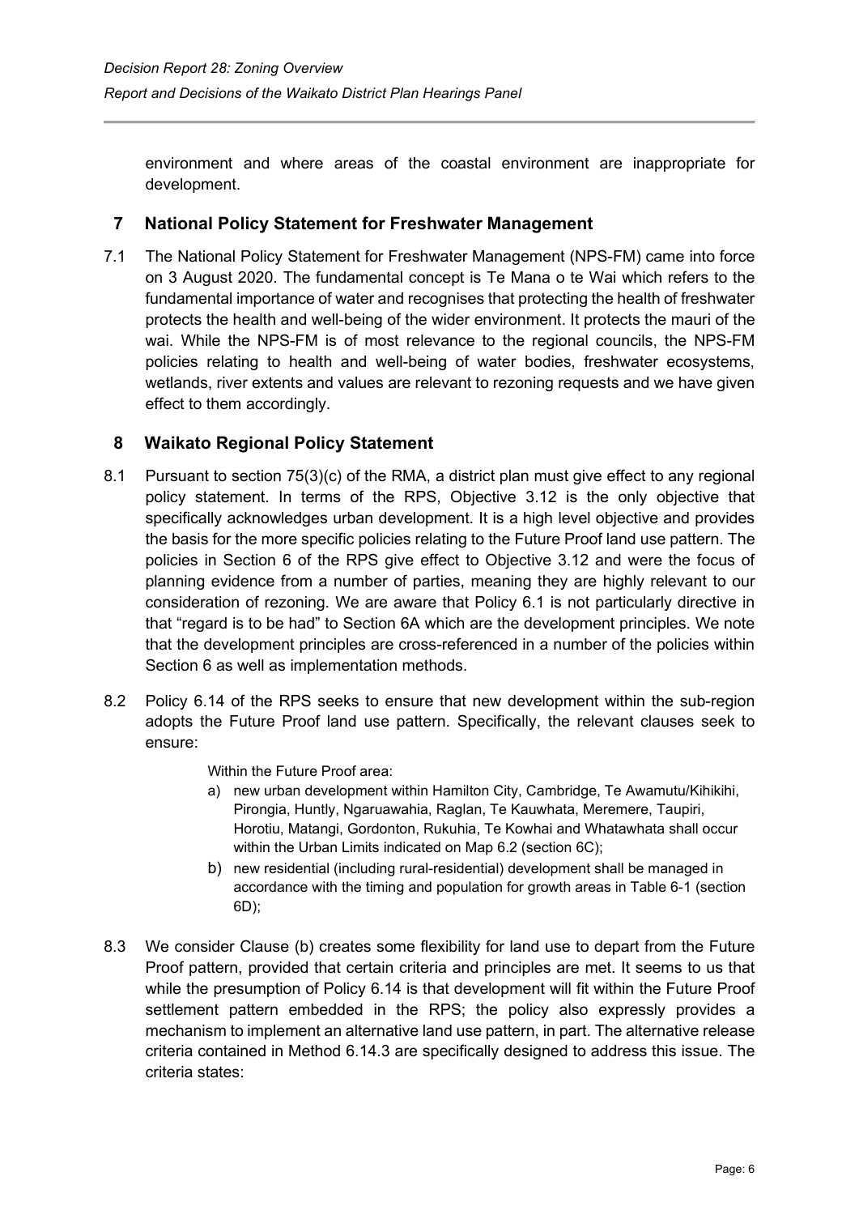environment and where areas of the coastal environment are inappropriate for development.

## 7 National Policy Statement for Freshwater Management

7.1 The National Policy Statement for Freshwater Management (NPS-FM) came into force on 3 August 2020. The fundamental concept is Te Mana o te Wai which refers to the fundamental importance of water and recognises that protecting the health of freshwater protects the health and well-being of the wider environment. It protects the mauri of the wai. While the NPS-FM is of most relevance to the regional councils, the NPS-FM policies relating to health and well-being of water bodies, freshwater ecosystems, wetlands, river extents and values are relevant to rezoning requests and we have given effect to them accordingly.

## 8 Waikato Regional Policy Statement

8.1 Pursuant to section 75(3)(c) of the RMA, a district plan must give effect to any regional policy statement. In terms of the RPS, Objective 3.12 is the only objective that specifically acknowledges urban development. It is a high level objective and provides the basis for the more specific policies relating to the Future Proof land use pattern. The policies in Section 6 of the RPS give effect to Objective 3.12 and were the focus of planning evidence from a number of parties, meaning they are highly relevant to our consideration of rezoning. We are aware that Policy 6.1 is not particularly directive in that "regard is to be had" to Section 6A which are the development principles. We note that the development principles are cross-referenced in a number of the policies within Section 6 as well as implementation methods.

8.2 Policy 6.14 of the RPS seeks to ensure that new development within the sub-region adopts the Future Proof land use pattern. Specifically, the relevant clauses seek to ensure:

> Within the Future Proof area:
>
> a) new urban development within Hamilton City, Cambridge, Te Awamutu/Kihikihi, Pirongia, Huntly, Ngaruawahia, Raglan, Te Kauwhata, Meremere, Taupiri, Horotiu, Matangi, Gordonton, Rukuhia, Te Kowhai and Whatawhata shall occur within the Urban Limits indicated on Map 6.2 (section 6C);
>
> b) new residential (including rural-residential) development shall be managed in accordance with the timing and population for growth areas in Table 6-1 (section 6D);

8.3 We consider Clause (b) creates some flexibility for land use to depart from the Future Proof pattern, provided that certain criteria and principles are met. It seems to us that while the presumption of Policy 6.14 is that development will fit within the Future Proof settlement pattern embedded in the RPS; the policy also expressly provides a mechanism to implement an alternative land use pattern, in part. The alternative release criteria contained in Method 6.14.3 are specifically designed to address this issue. The criteria states: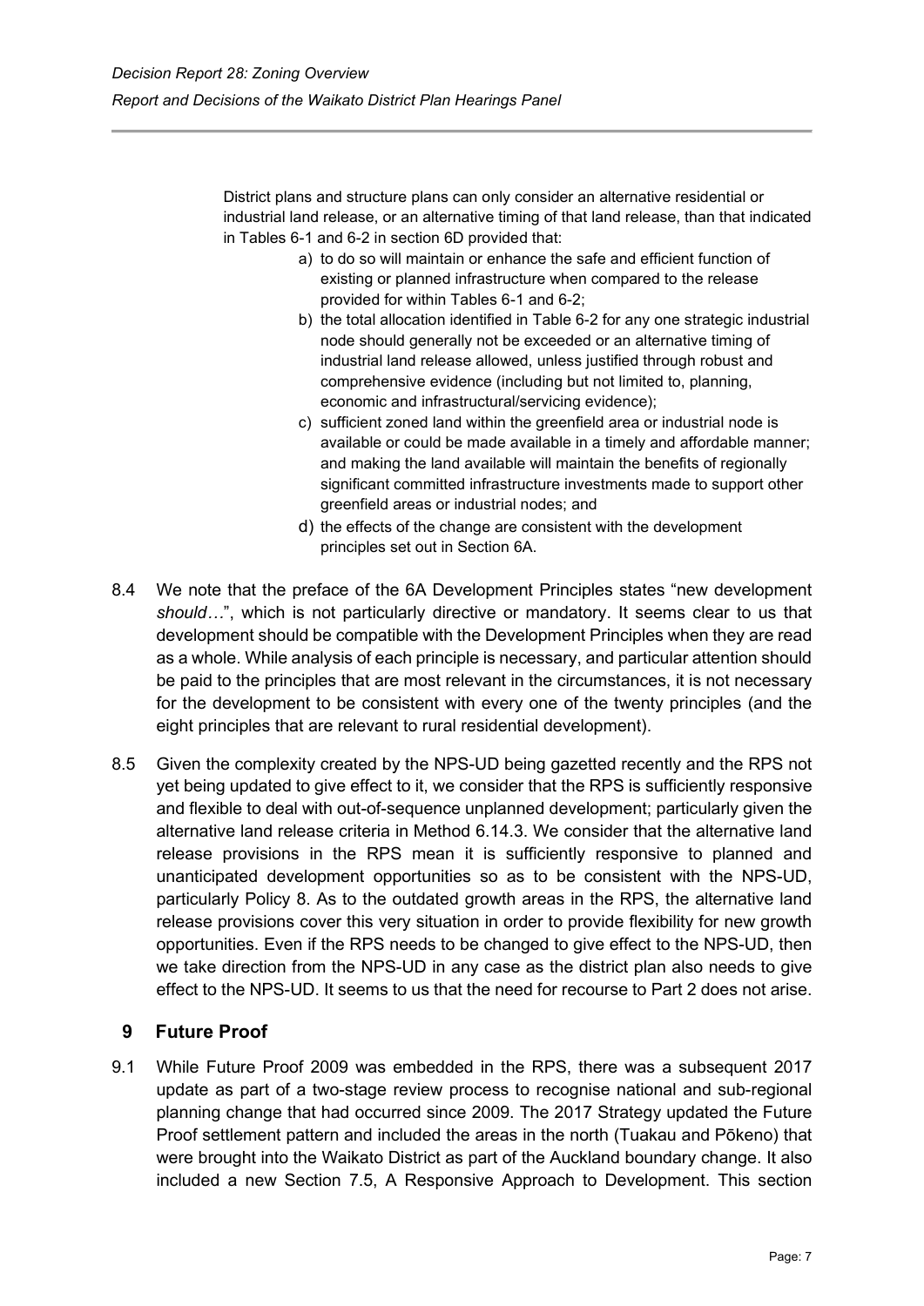District plans and structure plans can only consider an alternative residential or industrial land release, or an alternative timing of that land release, than that indicated in Tables 6-1 and 6-2 in section 6D provided that:

a) to do so will maintain or enhance the safe and efficient function of existing or planned infrastructure when compared to the release provided for within Tables 6-1 and 6-2;
b) the total allocation identified in Table 6-2 for any one strategic industrial node should generally not be exceeded or an alternative timing of industrial land release allowed, unless justified through robust and comprehensive evidence (including but not limited to, planning, economic and infrastructural/servicing evidence);
c) sufficient zoned land within the greenfield area or industrial node is available or could be made available in a timely and affordable manner; and making the land available will maintain the benefits of regionally significant committed infrastructure investments made to support other greenfield areas or industrial nodes; and
d) the effects of the change are consistent with the development principles set out in Section 6A.

8.4 We note that the preface of the 6A Development Principles states "new development *should*…", which is not particularly directive or mandatory. It seems clear to us that development should be compatible with the Development Principles when they are read as a whole. While analysis of each principle is necessary, and particular attention should be paid to the principles that are most relevant in the circumstances, it is not necessary for the development to be consistent with every one of the twenty principles (and the eight principles that are relevant to rural residential development).

8.5 Given the complexity created by the NPS-UD being gazetted recently and the RPS not yet being updated to give effect to it, we consider that the RPS is sufficiently responsive and flexible to deal with out-of-sequence unplanned development; particularly given the alternative land release criteria in Method 6.14.3. We consider that the alternative land release provisions in the RPS mean it is sufficiently responsive to planned and unanticipated development opportunities so as to be consistent with the NPS-UD, particularly Policy 8. As to the outdated growth areas in the RPS, the alternative land release provisions cover this very situation in order to provide flexibility for new growth opportunities. Even if the RPS needs to be changed to give effect to the NPS-UD, then we take direction from the NPS-UD in any case as the district plan also needs to give effect to the NPS-UD. It seems to us that the need for recourse to Part 2 does not arise.

## 9 Future Proof

9.1 While Future Proof 2009 was embedded in the RPS, there was a subsequent 2017 update as part of a two-stage review process to recognise national and sub-regional planning change that had occurred since 2009. The 2017 Strategy updated the Future Proof settlement pattern and included the areas in the north (Tuakau and Pōkeno) that were brought into the Waikato District as part of the Auckland boundary change. It also included a new Section 7.5, A Responsive Approach to Development. This section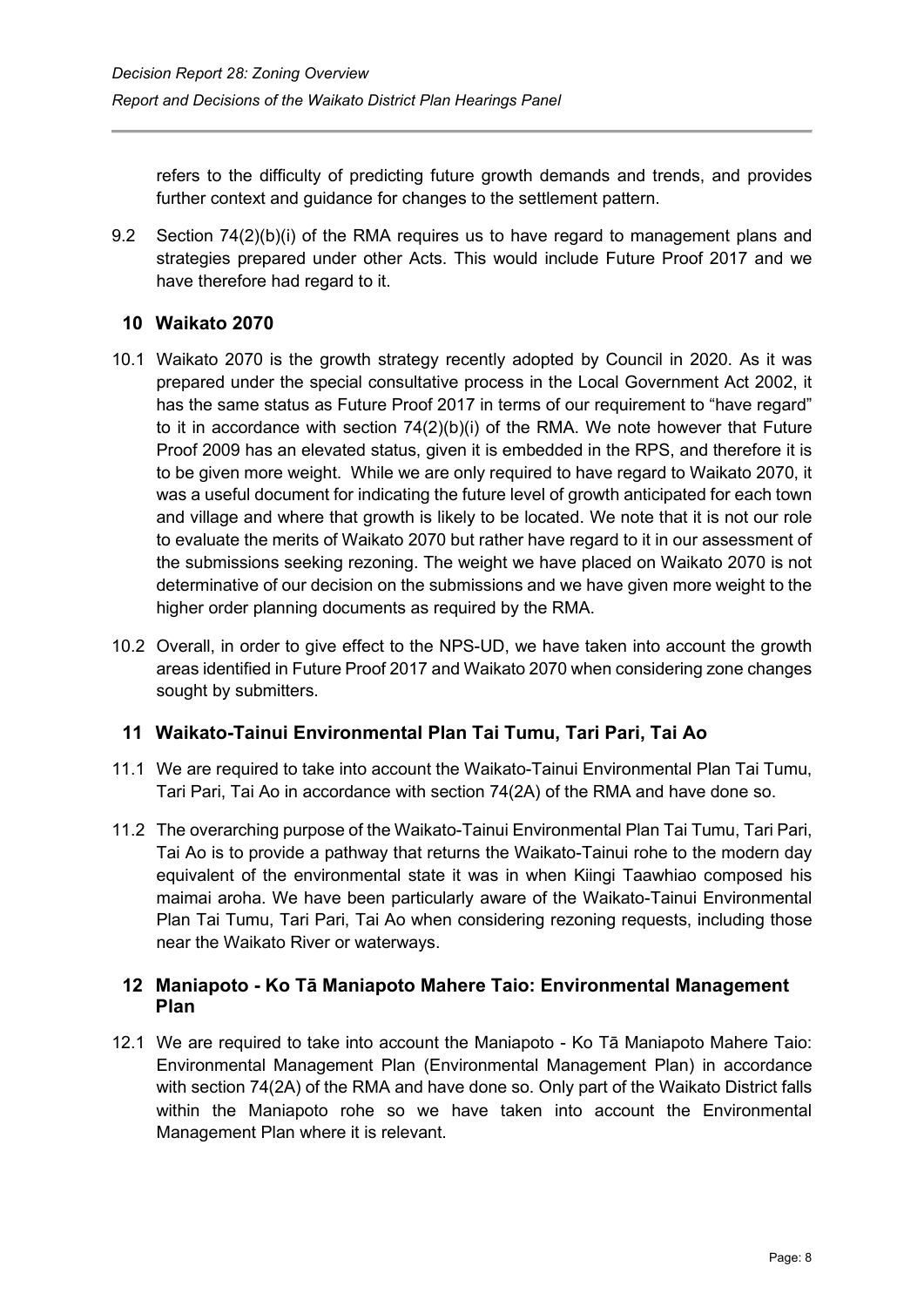refers to the difficulty of predicting future growth demands and trends, and provides further context and guidance for changes to the settlement pattern.

9.2 Section 74(2)(b)(i) of the RMA requires us to have regard to management plans and strategies prepared under other Acts. This would include Future Proof 2017 and we have therefore had regard to it.

## 10 Waikato 2070

10.1 Waikato 2070 is the growth strategy recently adopted by Council in 2020. As it was prepared under the special consultative process in the Local Government Act 2002, it has the same status as Future Proof 2017 in terms of our requirement to "have regard" to it in accordance with section 74(2)(b)(i) of the RMA. We note however that Future Proof 2009 has an elevated status, given it is embedded in the RPS, and therefore it is to be given more weight. While we are only required to have regard to Waikato 2070, it was a useful document for indicating the future level of growth anticipated for each town and village and where that growth is likely to be located. We note that it is not our role to evaluate the merits of Waikato 2070 but rather have regard to it in our assessment of the submissions seeking rezoning. The weight we have placed on Waikato 2070 is not determinative of our decision on the submissions and we have given more weight to the higher order planning documents as required by the RMA.

10.2 Overall, in order to give effect to the NPS-UD, we have taken into account the growth areas identified in Future Proof 2017 and Waikato 2070 when considering zone changes sought by submitters.

## 11 Waikato-Tainui Environmental Plan Tai Tumu, Tari Pari, Tai Ao

11.1 We are required to take into account the Waikato-Tainui Environmental Plan Tai Tumu, Tari Pari, Tai Ao in accordance with section 74(2A) of the RMA and have done so.

11.2 The overarching purpose of the Waikato-Tainui Environmental Plan Tai Tumu, Tari Pari, Tai Ao is to provide a pathway that returns the Waikato-Tainui rohe to the modern day equivalent of the environmental state it was in when Kiingi Taawhiao composed his maimai aroha. We have been particularly aware of the Waikato-Tainui Environmental Plan Tai Tumu, Tari Pari, Tai Ao when considering rezoning requests, including those near the Waikato River or waterways.

## 12 Maniapoto - Ko Tā Maniapoto Mahere Taio: Environmental Management Plan

12.1 We are required to take into account the Maniapoto - Ko Tā Maniapoto Mahere Taio: Environmental Management Plan (Environmental Management Plan) in accordance with section 74(2A) of the RMA and have done so. Only part of the Waikato District falls within the Maniapoto rohe so we have taken into account the Environmental Management Plan where it is relevant.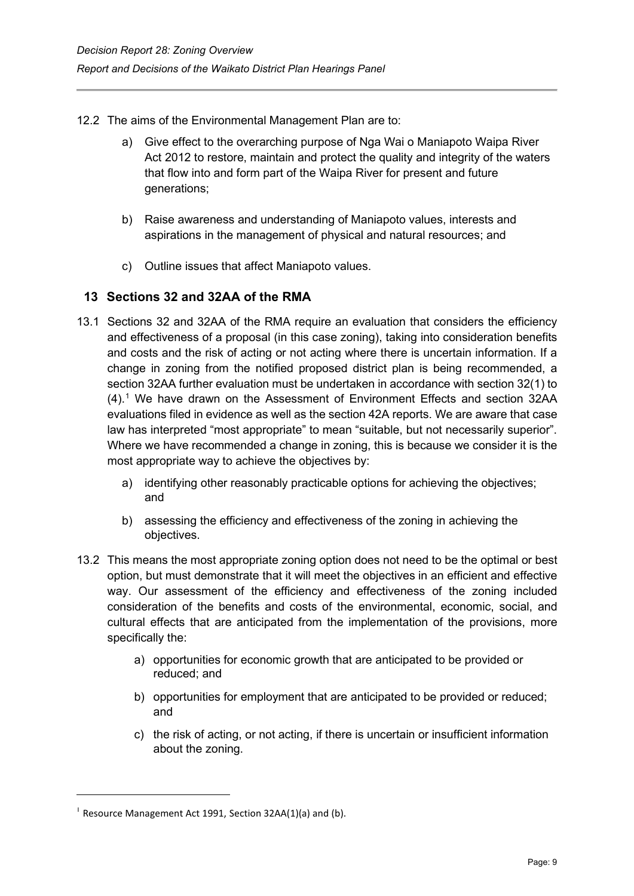12.2 The aims of the Environmental Management Plan are to:

a) Give effect to the overarching purpose of Nga Wai o Maniapoto Waipa River Act 2012 to restore, maintain and protect the quality and integrity of the waters that flow into and form part of the Waipa River for present and future generations;

b) Raise awareness and understanding of Maniapoto values, interests and aspirations in the management of physical and natural resources; and

c) Outline issues that affect Maniapoto values.

## 13 Sections 32 and 32AA of the RMA

13.1 Sections 32 and 32AA of the RMA require an evaluation that considers the efficiency and effectiveness of a proposal (in this case zoning), taking into consideration benefits and costs and the risk of acting or not acting where there is uncertain information. If a change in zoning from the notified proposed district plan is being recommended, a section 32AA further evaluation must be undertaken in accordance with section 32(1) to (4).[1] We have drawn on the Assessment of Environment Effects and section 32AA evaluations filed in evidence as well as the section 42A reports. We are aware that case law has interpreted "most appropriate" to mean "suitable, but not necessarily superior". Where we have recommended a change in zoning, this is because we consider it is the most appropriate way to achieve the objectives by:

a) identifying other reasonably practicable options for achieving the objectives; and

b) assessing the efficiency and effectiveness of the zoning in achieving the objectives.

13.2 This means the most appropriate zoning option does not need to be the optimal or best option, but must demonstrate that it will meet the objectives in an efficient and effective way. Our assessment of the efficiency and effectiveness of the zoning included consideration of the benefits and costs of the environmental, economic, social, and cultural effects that are anticipated from the implementation of the provisions, more specifically the:

a) opportunities for economic growth that are anticipated to be provided or reduced; and

b) opportunities for employment that are anticipated to be provided or reduced; and

c) the risk of acting, or not acting, if there is uncertain or insufficient information about the zoning.

---

[1] Resource Management Act 1991, Section 32AA(1)(a) and (b).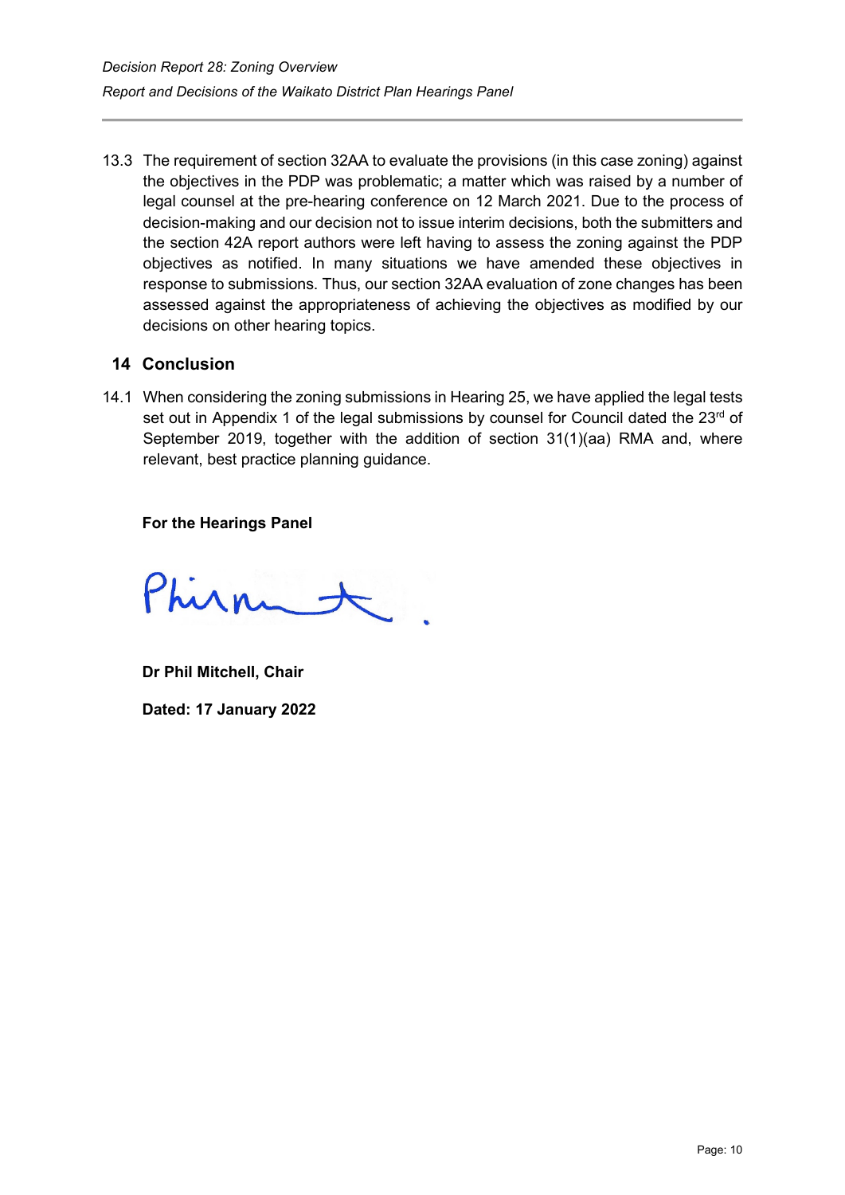13.3 The requirement of section 32AA to evaluate the provisions (in this case zoning) against the objectives in the PDP was problematic; a matter which was raised by a number of legal counsel at the pre-hearing conference on 12 March 2021. Due to the process of decision-making and our decision not to issue interim decisions, both the submitters and the section 42A report authors were left having to assess the zoning against the PDP objectives as notified. In many situations we have amended these objectives in response to submissions. Thus, our section 32AA evaluation of zone changes has been assessed against the appropriateness of achieving the objectives as modified by our decisions on other hearing topics.

## 14 Conclusion

14.1 When considering the zoning submissions in Hearing 25, we have applied the legal tests set out in Appendix 1 of the legal submissions by counsel for Council dated the 23rd of September 2019, together with the addition of section 31(1)(aa) RMA and, where relevant, best practice planning guidance.

**For the Hearings Panel**

**Dr Phil Mitchell, Chair**

**Dated: 17 January 2022**